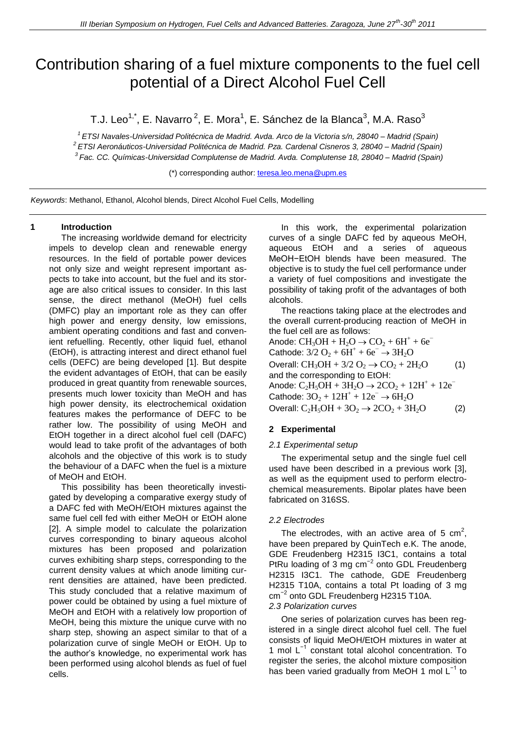# Contribution sharing of a fuel mixture components to the fuel cell potential of a Direct Alcohol Fuel Cell

T.J. Leo[1,*], E. Navarro[2], E. Mora[1], E. Sánchez de la Blanca[3], M.A. Raso[3]

[1] ETSI Navales-Universidad Politécnica de Madrid. Avda. Arco de la Victoria s/n, 28040 – Madrid (Spain)
[2] ETSI Aeronáuticos-Universidad Politécnica de Madrid. Pza. Cardenal Cisneros 3, 28040 – Madrid (Spain)
[3] Fac. CC. Químicas-Universidad Complutense de Madrid. Avda. Complutense 18, 28040 – Madrid (Spain)

(*) corresponding author: teresa.leo.mena@upm.es

*Keywords*: Methanol, Ethanol, Alcohol blends, Direct Alcohol Fuel Cells, Modelling

## 1 Introduction

The increasing worldwide demand for electricity impels to develop clean and renewable energy resources. In the field of portable power devices not only size and weight represent important aspects to take into account, but the fuel and its storage are also critical issues to consider. In this last sense, the direct methanol (MeOH) fuel cells (DMFC) play an important role as they can offer high power and energy density, low emissions, ambient operating conditions and fast and convenient refuelling. Recently, other liquid fuel, ethanol (EtOH), is attracting interest and direct ethanol fuel cells (DEFC) are being developed [1]. But despite the evident advantages of EtOH, that can be easily produced in great quantity from renewable sources, presents much lower toxicity than MeOH and has high power density, its electrochemical oxidation features makes the performance of DEFC to be rather low. The possibility of using MeOH and EtOH together in a direct alcohol fuel cell (DAFC) would lead to take profit of the advantages of both alcohols and the objective of this work is to study the behaviour of a DAFC when the fuel is a mixture of MeOH and EtOH.

This possibility has been theoretically investigated by developing a comparative exergy study of a DAFC fed with MeOH/EtOH mixtures against the same fuel cell fed with either MeOH or EtOH alone [2]. A simple model to calculate the polarization curves corresponding to binary aqueous alcohol mixtures has been proposed and polarization curves exhibiting sharp steps, corresponding to the current density values at which anode limiting current densities are attained, have been predicted. This study concluded that a relative maximum of power could be obtained by using a fuel mixture of MeOH and EtOH with a relatively low proportion of MeOH, being this mixture the unique curve with no sharp step, showing an aspect similar to that of a polarization curve of single MeOH or EtOH. Up to the author's knowledge, no experimental work has been performed using alcohol blends as fuel of fuel cells.

In this work, the experimental polarization curves of a single DAFC fed by aqueous MeOH, aqueous EtOH and a series of aqueous MeOH−EtOH blends have been measured. The objective is to study the fuel cell performance under a variety of fuel compositions and investigate the possibility of taking profit of the advantages of both alcohols.

The reactions taking place at the electrodes and the overall current-producing reaction of MeOH in the fuel cell are as follows:

Anode: $CH_3OH + H_2O \rightarrow CO_2 + 6H^+ + 6e^-$

Cathode: $3/2\ O_2 + 6H^+ + 6e^- \rightarrow 3H_2O$

Overall: $CH_3OH + 3/2\ O_2 \rightarrow CO_2 + 2H_2O$ (1)

and the corresponding to EtOH:

Anode: $C_2H_5OH + 3H_2O \rightarrow 2CO_2 + 12H^+ + 12e^-$

Cathode: $3O_2 + 12H^+ + 12e^- \rightarrow 6H_2O$

Overall: $C_2H_5OH + 3O_2 \rightarrow 2CO_2 + 3H_2O$ (2)

## 2 Experimental

### *2.1 Experimental setup*

The experimental setup and the single fuel cell used have been described in a previous work [3], as well as the equipment used to perform electrochemical measurements. Bipolar plates have been fabricated on 316SS.

### *2.2 Electrodes*

The electrodes, with an active area of 5 $cm^2$, have been prepared by QuinTech e.K. The anode, GDE Freudenberg H2315 I3C1, contains a total PtRu loading of 3 mg $cm^{-2}$ onto GDL Freudenberg H2315 I3C1. The cathode, GDE Freudenberg H2315 T10A, contains a total Pt loading of 3 mg $cm^{-2}$ onto GDL Freudenberg H2315 T10A.

### *2.3 Polarization curves*

One series of polarization curves has been registered in a single direct alcohol fuel cell. The fuel consists of liquid MeOH/EtOH mixtures in water at 1 mol $L^{-1}$ constant total alcohol concentration. To register the series, the alcohol mixture composition has been varied gradually from MeOH 1 mol $L^{-1}$ to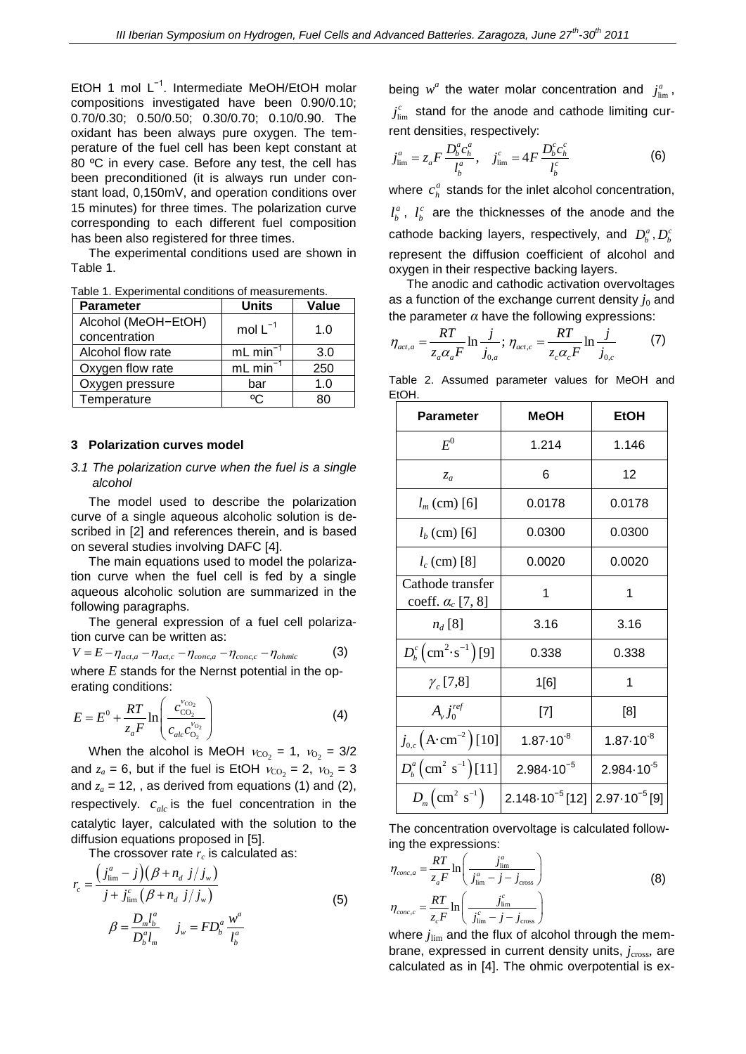EtOH 1 mol $L^{-1}$. Intermediate MeOH/EtOH molar compositions investigated have been 0.90/0.10; 0.70/0.30; 0.50/0.50; 0.30/0.70; 0.10/0.90. The oxidant has been always pure oxygen. The temperature of the fuel cell has been kept constant at 80 ºC in every case. Before any test, the cell has been preconditioned (it is always run under constant load, 0,150mV, and operation conditions over 15 minutes) for three times. The polarization curve corresponding to each different fuel composition has been also registered for three times.

The experimental conditions used are shown in Table 1.

Table 1. Experimental conditions of measurements.

| Parameter | Units | Value |
|---|---|---|
| Alcohol (MeOH−EtOH) concentration | mol $L^{-1}$ | 1.0 |
| Alcohol flow rate | mL $min^{-1}$ | 3.0 |
| Oxygen flow rate | mL $min^{-1}$ | 250 |
| Oxygen pressure | bar | 1.0 |
| Temperature | ºC | 80 |

### 3 Polarization curves model

#### *3.1 The polarization curve when the fuel is a single alcohol*

The model used to describe the polarization curve of a single aqueous alcoholic solution is described in [2] and references therein, and is based on several studies involving DAFC [4].

The main equations used to model the polarization curve when the fuel cell is fed by a single aqueous alcoholic solution are summarized in the following paragraphs.

The general expression of a fuel cell polarization curve can be written as:

$$V = E - \eta_{act,a} - \eta_{act,c} - \eta_{conc,a} - \eta_{conc,c} - \eta_{ohmic} \tag{3}$$

where $E$ stands for the Nernst potential in the operating conditions:

$$E = E^0 + \frac{RT}{z_a F}\ln\left(\frac{c_{CO_2}^{\nu_{CO_2}}}{c_{alc}c_{O_2}^{\nu_{O_2}}}\right) \tag{4}$$

When the alcohol is MeOH $\nu_{CO_2}$ = 1, $\nu_{O_2}$ = 3/2 and $z_a$ = 6, but if the fuel is EtOH $\nu_{CO_2}$ = 2, $\nu_{O_2}$ = 3 and $z_a$ = 12, , as derived from equations (1) and (2), respectively. $c_{alc}$ is the fuel concentration in the catalytic layer, calculated with the solution to the diffusion equations proposed in [5].

The crossover rate $r_c$ is calculated as:

$$r_c = \frac{\left(j_{\lim}^a - j\right)\left(\beta + n_d\ j/j_w\right)}{j + j_{\lim}^c\left(\beta + n_d\ j/j_w\right)}$$
$$\beta = \frac{D_m l_b^a}{D_b^a l_m} \qquad j_w = F D_b^a \frac{w^a}{l_b^a} \tag{5}$$

being $w^a$ the water molar concentration and $j_{\lim}^a$, $j_{\lim}^c$ stand for the anode and cathode limiting current densities, respectively:

$$j_{\lim}^a = z_a F \frac{D_b^a c_h^a}{l_b^a}, \quad j_{\lim}^c = 4F\frac{D_b^c c_h^c}{l_b^c} \tag{6}$$

where $c_h^a$ stands for the inlet alcohol concentration, $l_b^a$, $l_b^c$ are the thicknesses of the anode and the cathode backing layers, respectively, and $D_b^a, D_b^c$ represent the diffusion coefficient of alcohol and oxygen in their respective backing layers.

The anodic and cathodic activation overvoltages as a function of the exchange current density $j_0$ and the parameter $\alpha$ have the following expressions:

$$\eta_{act,a} = \frac{RT}{z_a\alpha_a F}\ln\frac{j}{j_{0,a}};\ \eta_{act,c} = \frac{RT}{z_c\alpha_c F}\ln\frac{j}{j_{0,c}} \tag{7}$$

Table 2. Assumed parameter values for MeOH and EtOH.

| Parameter | MeOH | EtOH |
|---|---|---|
| $E^0$ | 1.214 | 1.146 |
| $z_a$ | 6 | 12 |
| $l_m$ (cm) [6] | 0.0178 | 0.0178 |
| $l_b$ (cm) [6] | 0.0300 | 0.0300 |
| $l_c$ (cm) [8] | 0.0020 | 0.0020 |
| Cathode transfer coeff. $\alpha_c$ [7, 8] | 1 | 1 |
| $n_d$ [8] | 3.16 | 3.16 |
| $D_b^c\left(\mathrm{cm^2 \cdot s^{-1}}\right)$ [9] | 0.338 | 0.338 |
| $\gamma_c$ [7,8] | 1[6] | 1 |
| $A_v j_0^{ref}$ | [7] | [8] |
| $j_{0,c}\left(\mathrm{A \cdot cm^{-2}}\right)$ [10] | $1.87 \cdot 10^{-8}$ | $1.87 \cdot 10^{-8}$ |
| $D_b^a\left(\mathrm{cm^2\ s^{-1}}\right)$ [11] | $2.984 \cdot 10^{-5}$ | $2.984 \cdot 10^{-5}$ |
| $D_m\left(\mathrm{cm^2\ s^{-1}}\right)$ | $2.148 \cdot 10^{-5}$ [12] | $2.97 \cdot 10^{-5}$ [9] |

The concentration overvoltage is calculated following the expressions:

$$\eta_{conc,a} = \frac{RT}{z_a F}\ln\left(\frac{j_{\lim}^a}{j_{\lim}^a - j - j_{\text{cross}}}\right)$$
$$\eta_{conc,c} = \frac{RT}{z_c F}\ln\left(\frac{j_{\lim}^c}{j_{\lim}^c - j - j_{\text{cross}}}\right) \tag{8}$$

where $j_{\lim}$ and the flux of alcohol through the membrane, expressed in current density units, $j_{\text{cross}}$, are calculated as in [4]. The ohmic overpotential is ex-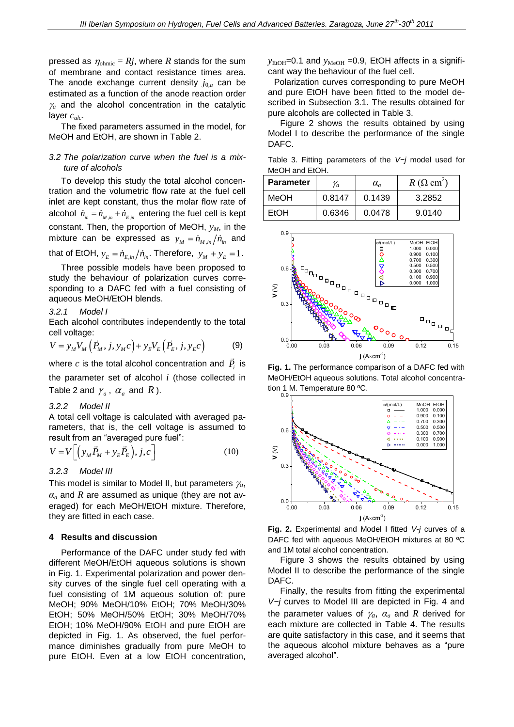pressed as $\eta_{\text{ohmic}} = Rj$, where $R$ stands for the sum of membrane and contact resistance times area. The anode exchange current density $j_{0,a}$ can be estimated as a function of the anode reaction order $\gamma_a$ and the alcohol concentration in the catalytic layer $c_{alc}$.

The fixed parameters assumed in the model, for MeOH and EtOH, are shown in Table 2.

### *3.2 The polarization curve when the fuel is a mixture of alcohols*

To develop this study the total alcohol concentration and the volumetric flow rate at the fuel cell inlet are kept constant, thus the molar flow rate of alcohol $\dot{n}_{in} = \dot{n}_{M,in} + \dot{n}_{E,in}$ entering the fuel cell is kept constant. Then, the proportion of MeOH, $y_M$, in the mixture can be expressed as $y_M = \dot{n}_{M,in}/\dot{n}_{in}$ and that of EtOH, $y_E = \dot{n}_{E,in}/\dot{n}_{in}$. Therefore, $y_M + y_E = 1$.

Three possible models have been proposed to study the behaviour of polarization curves corresponding to a DAFC fed with a fuel consisting of aqueous MeOH/EtOH blends.

#### *3.2.1 Model I*

Each alcohol contributes independently to the total cell voltage:

$$V = y_M V_M\left(\vec{P}_M, j, y_M c\right) + y_E V_E\left(\vec{P}_E, j, y_E c\right) \qquad (9)$$

where $c$ is the total alcohol concentration and $\vec{P}_i$ is the parameter set of alcohol $i$ (those collected in Table 2 and $\gamma_a$, $\alpha_a$ and $R$).

#### *3.2.2 Model II*

A total cell voltage is calculated with averaged parameters, that is, the cell voltage is assumed to result from an "averaged pure fuel":

$$V = V\left[\left(y_M\vec{P}_M + y_E\vec{P}_E\right), j, c\right] \qquad (10)$$

#### *3.2.3 Model III*

This model is similar to Model II, but parameters $\gamma_a$, $\alpha_a$ and $R$ are assumed as unique (they are not averaged) for each MeOH/EtOH mixture. Therefore, they are fitted in each case.

## 4 Results and discussion

Performance of the DAFC under study fed with different MeOH/EtOH aqueous solutions is shown in Fig. 1. Experimental polarization and power density curves of the single fuel cell operating with a fuel consisting of 1M aqueous solution of: pure MeOH; 90% MeOH/10% EtOH; 70% MeOH/30% EtOH; 50% MeOH/50% EtOH; 30% MeOH/70% EtOH; 10% MeOH/90% EtOH and pure EtOH are depicted in Fig. 1. As observed, the fuel performance diminishes gradually from pure MeOH to pure EtOH. Even at a low EtOH concentration, $y_{\text{EtOH}}$=0.1 and $y_{\text{MeOH}}$ =0.9, EtOH affects in a significant way the behaviour of the fuel cell.

Polarization curves corresponding to pure MeOH and pure EtOH have been fitted to the model described in Subsection 3.1. The results obtained for pure alcohols are collected in Table 3.

Figure 2 shows the results obtained by using Model I to describe the performance of the single DAFC.

Table 3. Fitting parameters of the *V−j* model used for MeOH and EtOH.

| Parameter | $\gamma_a$ | $\alpha_a$ | $R$ ($\Omega$ cm$^2$) |
|---|---|---|---|
| MeOH | 0.8147 | 0.1439 | 3.2852 |
| EtOH | 0.6346 | 0.0478 | 9.0140 |

**Fig. 1.** The performance comparison of a DAFC fed with MeOH/EtOH aqueous solutions. Total alcohol concentration 1 M. Temperature 80 ºC.

**Fig. 2.** Experimental and Model I fitted *V-j* curves of a DAFC fed with aqueous MeOH/EtOH mixtures at 80 ºC and 1M total alcohol concentration.

Figure 3 shows the results obtained by using Model II to describe the performance of the single DAFC.

Finally, the results from fitting the experimental *V−j* curves to Model III are depicted in Fig. 4 and the parameter values of $\gamma_a$, $\alpha_a$ and $R$ derived for each mixture are collected in Table 4. The results are quite satisfactory in this case, and it seems that the aqueous alcohol mixture behaves as a "pure averaged alcohol".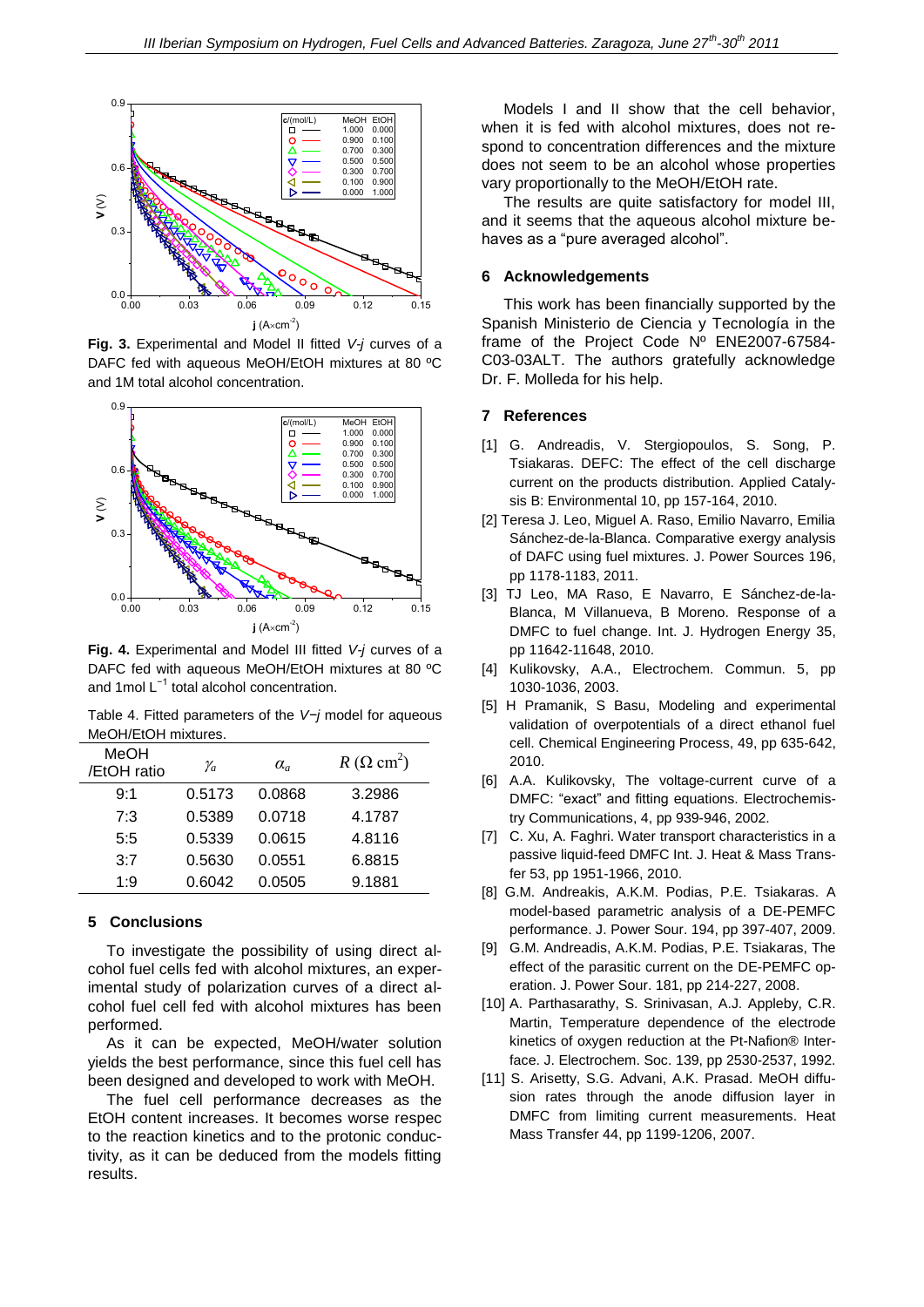0.9

0.6

0.3

0.0

V (V)

0.00 0.03 0.06 0.09 0.12 0.15

j (A×cm$^{-2}$)

c/(mol/L) MeOH EtOH
1.000 0.000
0.900 0.100
0.700 0.300
0.500 0.500
0.300 0.700
0.100 0.900
0.000 1.000

**Fig. 3.** Experimental and Model II fitted *V-j* curves of a DAFC fed with aqueous MeOH/EtOH mixtures at 80 ºC and 1M total alcohol concentration.

0.9

0.6

0.3

0.0

V (V)

0.00 0.03 0.06 0.09 0.12 0.15

j (A×cm$^{-2}$)

c/(mol/L) MeOH EtOH
1.000 0.000
0.900 0.100
0.700 0.300
0.500 0.500
0.300 0.700
0.100 0.900
0.000 1.000

**Fig. 4.** Experimental and Model III fitted *V-j* curves of a DAFC fed with aqueous MeOH/EtOH mixtures at 80 ºC and 1mol L$^{-1}$ total alcohol concentration.

Table 4. Fitted parameters of the $V-j$ model for aqueous MeOH/EtOH mixtures.

| MeOH /EtOH ratio | $\gamma_a$ | $\alpha_a$ | $R$ ($\Omega$ cm$^2$) |
|---|---|---|---|
| 9:1 | 0.5173 | 0.0868 | 3.2986 |
| 7:3 | 0.5389 | 0.0718 | 4.1787 |
| 5:5 | 0.5339 | 0.0615 | 4.8116 |
| 3:7 | 0.5630 | 0.0551 | 6.8815 |
| 1:9 | 0.6042 | 0.0505 | 9.1881 |

## 5 Conclusions

To investigate the possibility of using direct alcohol fuel cells fed with alcohol mixtures, an experimental study of polarization curves of a direct alcohol fuel cell fed with alcohol mixtures has been performed.

As it can be expected, MeOH/water solution yields the best performance, since this fuel cell has been designed and developed to work with MeOH.

The fuel cell performance decreases as the EtOH content increases. It becomes worse respec to the reaction kinetics and to the protonic conductivity, as it can be deduced from the models fitting results.

Models I and II show that the cell behavior, when it is fed with alcohol mixtures, does not respond to concentration differences and the mixture does not seem to be an alcohol whose properties vary proportionally to the MeOH/EtOH rate.

The results are quite satisfactory for model III, and it seems that the aqueous alcohol mixture behaves as a "pure averaged alcohol".

## 6 Acknowledgements

This work has been financially supported by the Spanish Ministerio de Ciencia y Tecnología in the frame of the Project Code Nº ENE2007-67584-C03-03ALT. The authors gratefully acknowledge Dr. F. Molleda for his help.

## 7 References

[1] G. Andreadis, V. Stergiopoulos, S. Song, P. Tsiakaras. DEFC: The effect of the cell discharge current on the products distribution. Applied Catalysis B: Environmental 10, pp 157-164, 2010.

[2] Teresa J. Leo, Miguel A. Raso, Emilio Navarro, Emilia Sánchez-de-la-Blanca. Comparative exergy analysis of DAFC using fuel mixtures. J. Power Sources 196, pp 1178-1183, 2011.

[3] TJ Leo, MA Raso, E Navarro, E Sánchez-de-la-Blanca, M Villanueva, B Moreno. Response of a DMFC to fuel change. Int. J. Hydrogen Energy 35, pp 11642-11648, 2010.

[4] Kulikovsky, A.A., Electrochem. Commun. 5, pp 1030-1036, 2003.

[5] H Pramanik, S Basu, Modeling and experimental validation of overpotentials of a direct ethanol fuel cell. Chemical Engineering Process, 49, pp 635-642, 2010.

[6] A.A. Kulikovsky, The voltage-current curve of a DMFC: "exact" and fitting equations. Electrochemistry Communications, 4, pp 939-946, 2002.

[7] C. Xu, A. Faghri. Water transport characteristics in a passive liquid-feed DMFC Int. J. Heat & Mass Transfer 53, pp 1951-1966, 2010.

[8] G.M. Andreakis, A.K.M. Podias, P.E. Tsiakaras. A model-based parametric analysis of a DE-PEMFC performance. J. Power Sour. 194, pp 397-407, 2009.

[9] G.M. Andreadis, A.K.M. Podias, P.E. Tsiakaras, The effect of the parasitic current on the DE-PEMFC operation. J. Power Sour. 181, pp 214-227, 2008.

[10] A. Parthasarathy, S. Srinivasan, A.J. Appleby, C.R. Martin, Temperature dependence of the electrode kinetics of oxygen reduction at the Pt-Nafion® Interface. J. Electrochem. Soc. 139, pp 2530-2537, 1992.

[11] S. Arisetty, S.G. Advani, A.K. Prasad. MeOH diffusion rates through the anode diffusion layer in DMFC from limiting current measurements. Heat Mass Transfer 44, pp 1199-1206, 2007.